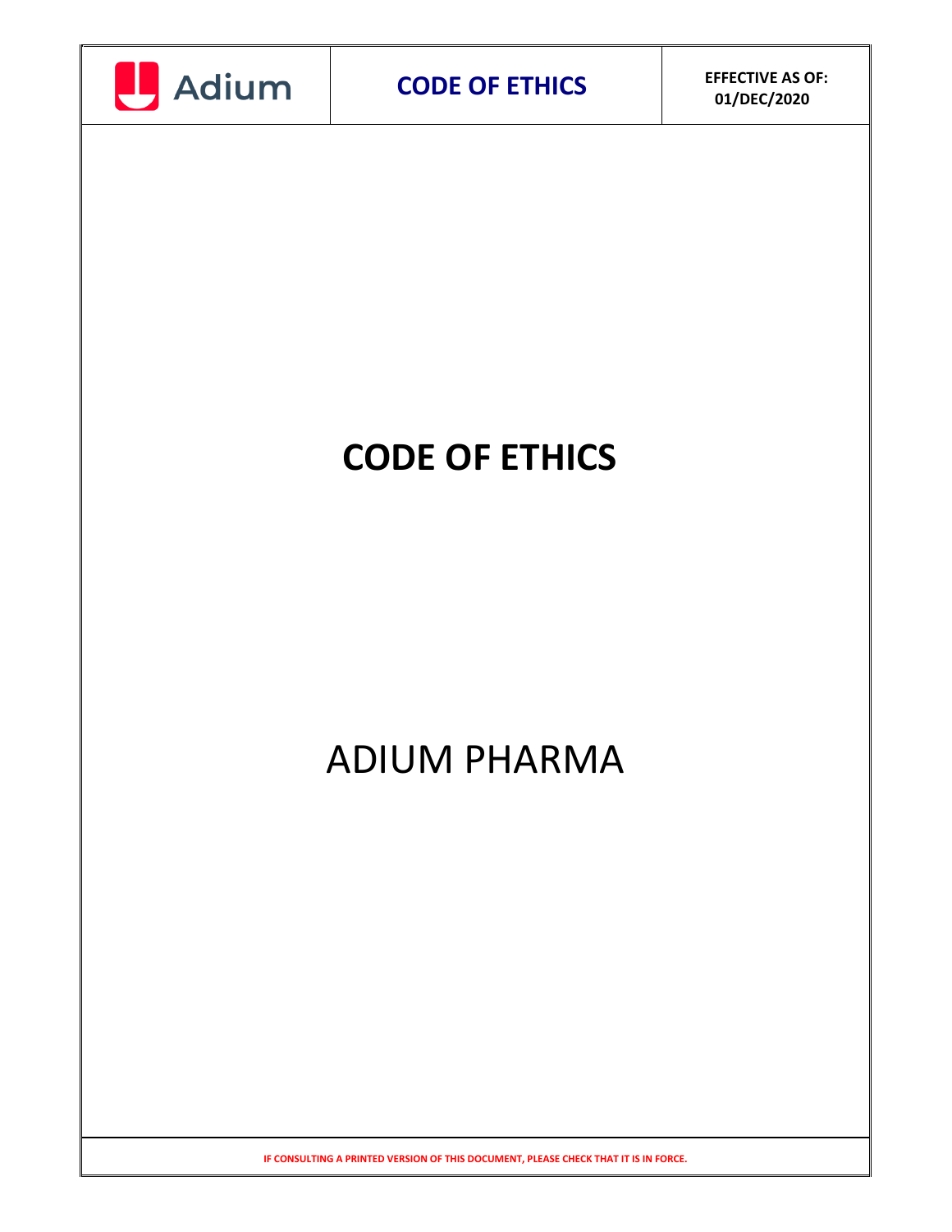# CODE OF ETHICS

ADIUM PHARMA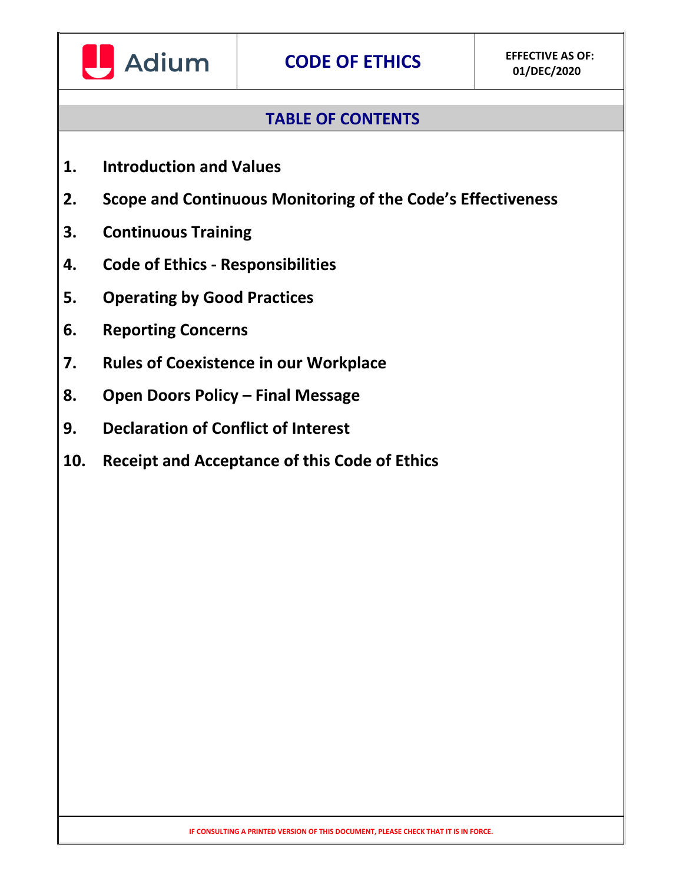## TABLE OF CONTENTS

1. **Introduction and Values**
2. **Scope and Continuous Monitoring of the Code's Effectiveness**
3. **Continuous Training**
4. **Code of Ethics - Responsibilities**
5. **Operating by Good Practices**
6. **Reporting Concerns**
7. **Rules of Coexistence in our Workplace**
8. **Open Doors Policy – Final Message**
9. **Declaration of Conflict of Interest**
10. **Receipt and Acceptance of this Code of Ethics**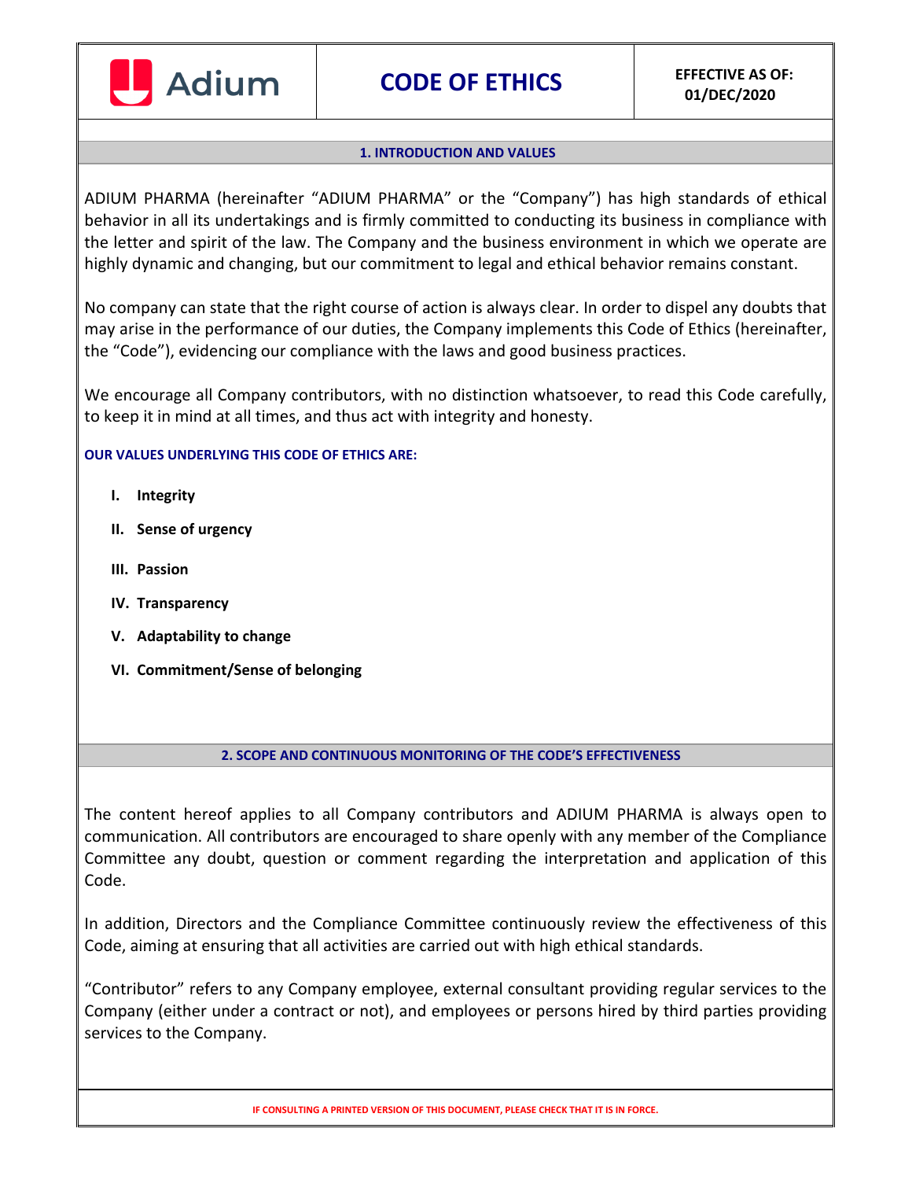## 1. INTRODUCTION AND VALUES

ADIUM PHARMA (hereinafter "ADIUM PHARMA" or the "Company") has high standards of ethical behavior in all its undertakings and is firmly committed to conducting its business in compliance with the letter and spirit of the law. The Company and the business environment in which we operate are highly dynamic and changing, but our commitment to legal and ethical behavior remains constant.

No company can state that the right course of action is always clear. In order to dispel any doubts that may arise in the performance of our duties, the Company implements this Code of Ethics (hereinafter, the "Code"), evidencing our compliance with the laws and good business practices.

We encourage all Company contributors, with no distinction whatsoever, to read this Code carefully, to keep it in mind at all times, and thus act with integrity and honesty.

**OUR VALUES UNDERLYING THIS CODE OF ETHICS ARE:**

- **I. Integrity**
- **II. Sense of urgency**
- **III. Passion**
- **IV. Transparency**
- **V. Adaptability to change**
- **VI. Commitment/Sense of belonging**

## 2. SCOPE AND CONTINUOUS MONITORING OF THE CODE'S EFFECTIVENESS

The content hereof applies to all Company contributors and ADIUM PHARMA is always open to communication. All contributors are encouraged to share openly with any member of the Compliance Committee any doubt, question or comment regarding the interpretation and application of this Code.

In addition, Directors and the Compliance Committee continuously review the effectiveness of this Code, aiming at ensuring that all activities are carried out with high ethical standards.

"Contributor" refers to any Company employee, external consultant providing regular services to the Company (either under a contract or not), and employees or persons hired by third parties providing services to the Company.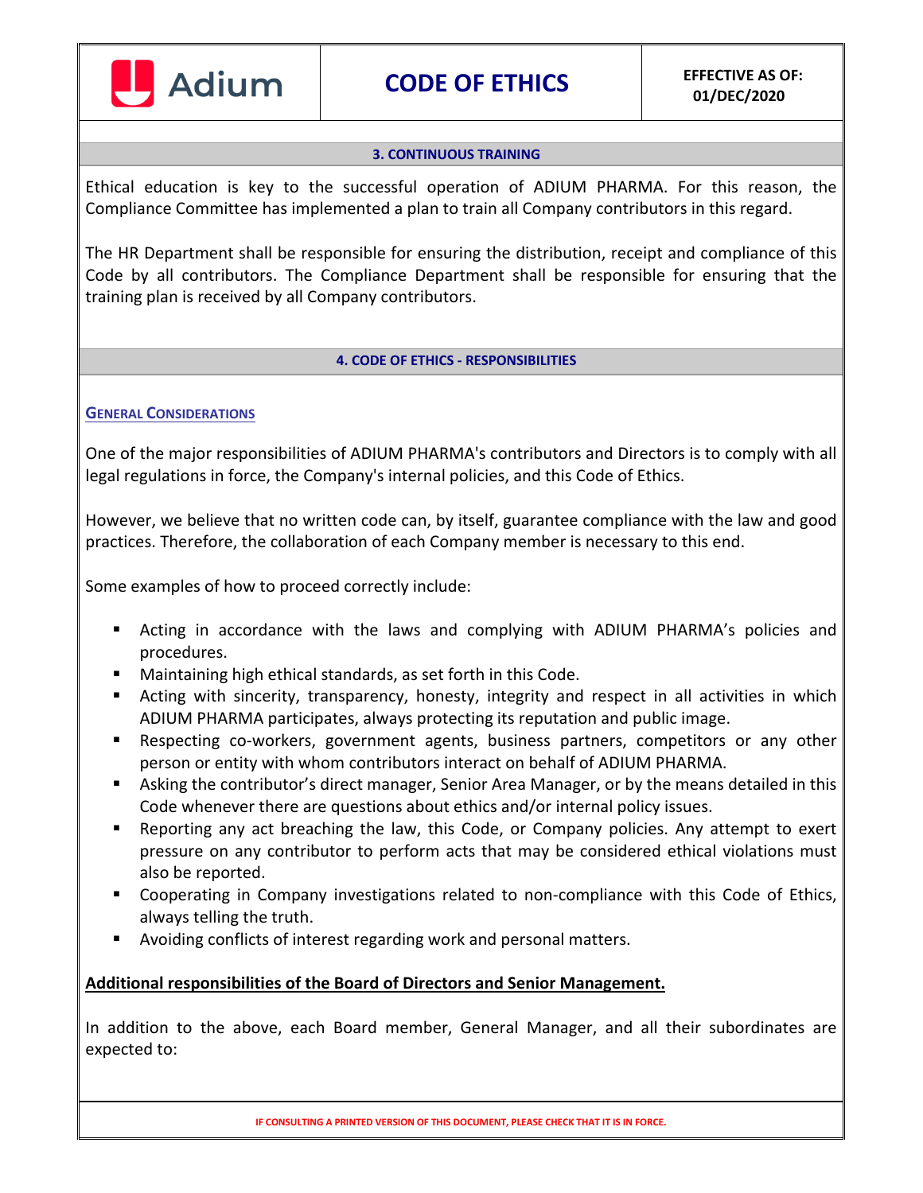## 3. CONTINUOUS TRAINING

Ethical education is key to the successful operation of ADIUM PHARMA. For this reason, the Compliance Committee has implemented a plan to train all Company contributors in this regard.

The HR Department shall be responsible for ensuring the distribution, receipt and compliance of this Code by all contributors. The Compliance Department shall be responsible for ensuring that the training plan is received by all Company contributors.

## 4. CODE OF ETHICS - RESPONSIBILITIES

### GENERAL CONSIDERATIONS

One of the major responsibilities of ADIUM PHARMA's contributors and Directors is to comply with all legal regulations in force, the Company's internal policies, and this Code of Ethics.

However, we believe that no written code can, by itself, guarantee compliance with the law and good practices. Therefore, the collaboration of each Company member is necessary to this end.

Some examples of how to proceed correctly include:

- Acting in accordance with the laws and complying with ADIUM PHARMA's policies and procedures.
- Maintaining high ethical standards, as set forth in this Code.
- Acting with sincerity, transparency, honesty, integrity and respect in all activities in which ADIUM PHARMA participates, always protecting its reputation and public image.
- Respecting co-workers, government agents, business partners, competitors or any other person or entity with whom contributors interact on behalf of ADIUM PHARMA.
- Asking the contributor's direct manager, Senior Area Manager, or by the means detailed in this Code whenever there are questions about ethics and/or internal policy issues.
- Reporting any act breaching the law, this Code, or Company policies. Any attempt to exert pressure on any contributor to perform acts that may be considered ethical violations must also be reported.
- Cooperating in Company investigations related to non-compliance with this Code of Ethics, always telling the truth.
- Avoiding conflicts of interest regarding work and personal matters.

**Additional responsibilities of the Board of Directors and Senior Management.**

In addition to the above, each Board member, General Manager, and all their subordinates are expected to: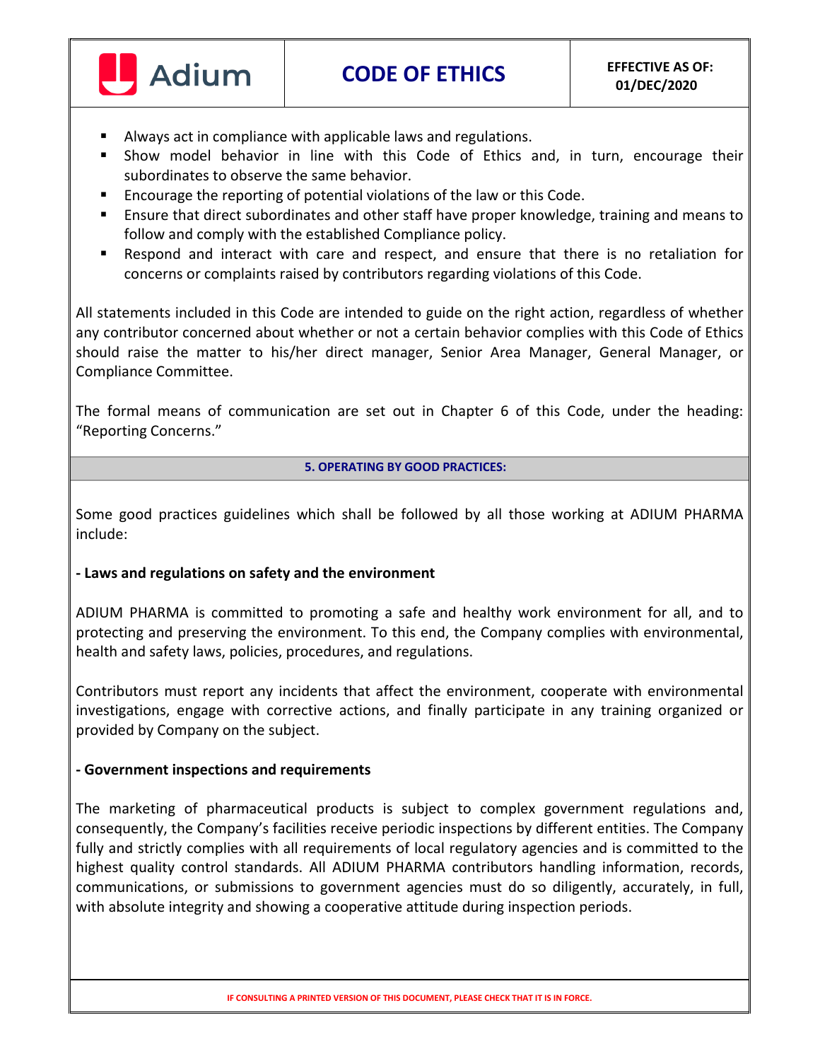- Always act in compliance with applicable laws and regulations.
- Show model behavior in line with this Code of Ethics and, in turn, encourage their subordinates to observe the same behavior.
- Encourage the reporting of potential violations of the law or this Code.
- Ensure that direct subordinates and other staff have proper knowledge, training and means to follow and comply with the established Compliance policy.
- Respond and interact with care and respect, and ensure that there is no retaliation for concerns or complaints raised by contributors regarding violations of this Code.

All statements included in this Code are intended to guide on the right action, regardless of whether any contributor concerned about whether or not a certain behavior complies with this Code of Ethics should raise the matter to his/her direct manager, Senior Area Manager, General Manager, or Compliance Committee.

The formal means of communication are set out in Chapter 6 of this Code, under the heading: "Reporting Concerns."

## 5. OPERATING BY GOOD PRACTICES:

Some good practices guidelines which shall be followed by all those working at ADIUM PHARMA include:

**- Laws and regulations on safety and the environment**

ADIUM PHARMA is committed to promoting a safe and healthy work environment for all, and to protecting and preserving the environment. To this end, the Company complies with environmental, health and safety laws, policies, procedures, and regulations.

Contributors must report any incidents that affect the environment, cooperate with environmental investigations, engage with corrective actions, and finally participate in any training organized or provided by Company on the subject.

**- Government inspections and requirements**

The marketing of pharmaceutical products is subject to complex government regulations and, consequently, the Company's facilities receive periodic inspections by different entities. The Company fully and strictly complies with all requirements of local regulatory agencies and is committed to the highest quality control standards. All ADIUM PHARMA contributors handling information, records, communications, or submissions to government agencies must do so diligently, accurately, in full, with absolute integrity and showing a cooperative attitude during inspection periods.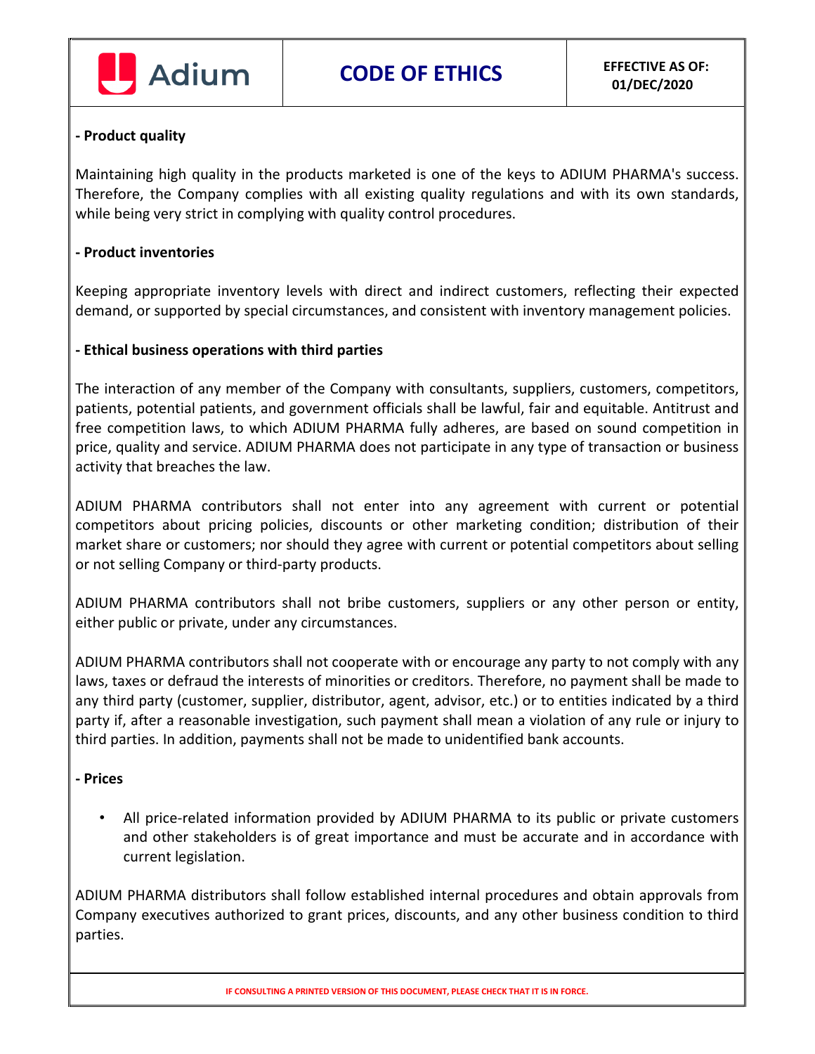**- Product quality**

Maintaining high quality in the products marketed is one of the keys to ADIUM PHARMA's success. Therefore, the Company complies with all existing quality regulations and with its own standards, while being very strict in complying with quality control procedures.

**- Product inventories**

Keeping appropriate inventory levels with direct and indirect customers, reflecting their expected demand, or supported by special circumstances, and consistent with inventory management policies.

**- Ethical business operations with third parties**

The interaction of any member of the Company with consultants, suppliers, customers, competitors, patients, potential patients, and government officials shall be lawful, fair and equitable. Antitrust and free competition laws, to which ADIUM PHARMA fully adheres, are based on sound competition in price, quality and service. ADIUM PHARMA does not participate in any type of transaction or business activity that breaches the law.

ADIUM PHARMA contributors shall not enter into any agreement with current or potential competitors about pricing policies, discounts or other marketing condition; distribution of their market share or customers; nor should they agree with current or potential competitors about selling or not selling Company or third-party products.

ADIUM PHARMA contributors shall not bribe customers, suppliers or any other person or entity, either public or private, under any circumstances.

ADIUM PHARMA contributors shall not cooperate with or encourage any party to not comply with any laws, taxes or defraud the interests of minorities or creditors. Therefore, no payment shall be made to any third party (customer, supplier, distributor, agent, advisor, etc.) or to entities indicated by a third party if, after a reasonable investigation, such payment shall mean a violation of any rule or injury to third parties. In addition, payments shall not be made to unidentified bank accounts.

**- Prices**

- All price-related information provided by ADIUM PHARMA to its public or private customers and other stakeholders is of great importance and must be accurate and in accordance with current legislation.

ADIUM PHARMA distributors shall follow established internal procedures and obtain approvals from Company executives authorized to grant prices, discounts, and any other business condition to third parties.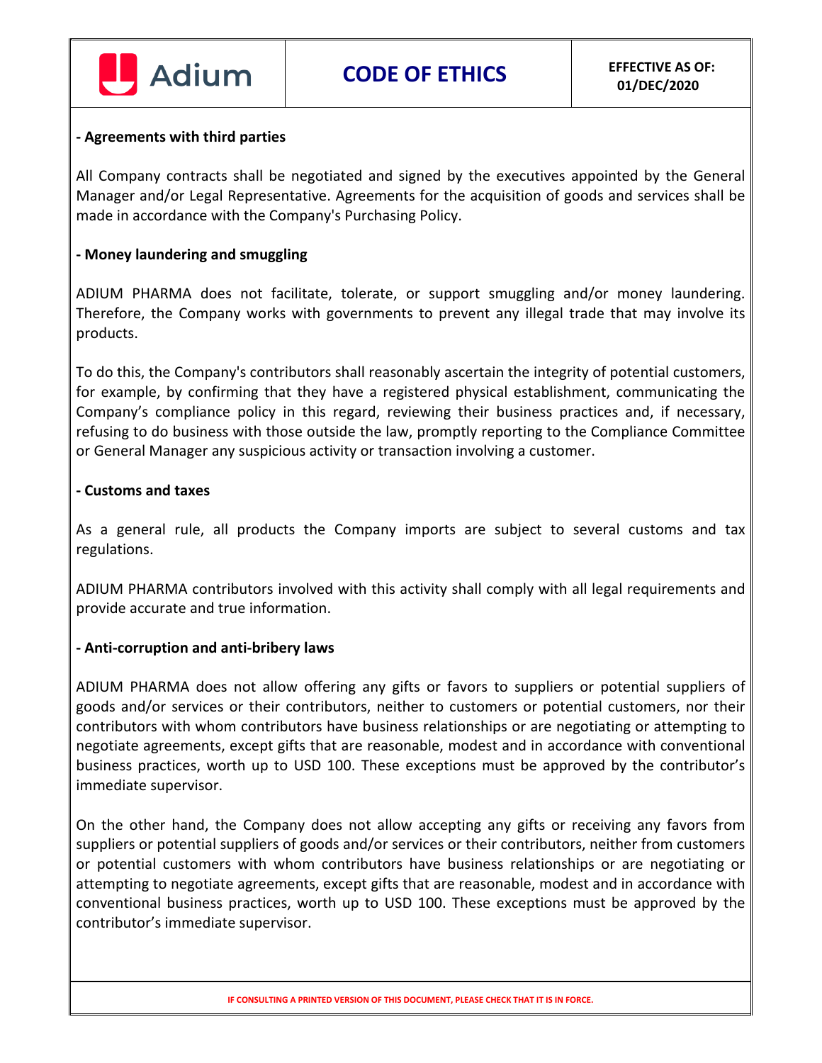**- Agreements with third parties**

All Company contracts shall be negotiated and signed by the executives appointed by the General Manager and/or Legal Representative. Agreements for the acquisition of goods and services shall be made in accordance with the Company's Purchasing Policy.

**- Money laundering and smuggling**

ADIUM PHARMA does not facilitate, tolerate, or support smuggling and/or money laundering. Therefore, the Company works with governments to prevent any illegal trade that may involve its products.

To do this, the Company's contributors shall reasonably ascertain the integrity of potential customers, for example, by confirming that they have a registered physical establishment, communicating the Company's compliance policy in this regard, reviewing their business practices and, if necessary, refusing to do business with those outside the law, promptly reporting to the Compliance Committee or General Manager any suspicious activity or transaction involving a customer.

**- Customs and taxes**

As a general rule, all products the Company imports are subject to several customs and tax regulations.

ADIUM PHARMA contributors involved with this activity shall comply with all legal requirements and provide accurate and true information.

**- Anti-corruption and anti-bribery laws**

ADIUM PHARMA does not allow offering any gifts or favors to suppliers or potential suppliers of goods and/or services or their contributors, neither to customers or potential customers, nor their contributors with whom contributors have business relationships or are negotiating or attempting to negotiate agreements, except gifts that are reasonable, modest and in accordance with conventional business practices, worth up to USD 100. These exceptions must be approved by the contributor's immediate supervisor.

On the other hand, the Company does not allow accepting any gifts or receiving any favors from suppliers or potential suppliers of goods and/or services or their contributors, neither from customers or potential customers with whom contributors have business relationships or are negotiating or attempting to negotiate agreements, except gifts that are reasonable, modest and in accordance with conventional business practices, worth up to USD 100. These exceptions must be approved by the contributor's immediate supervisor.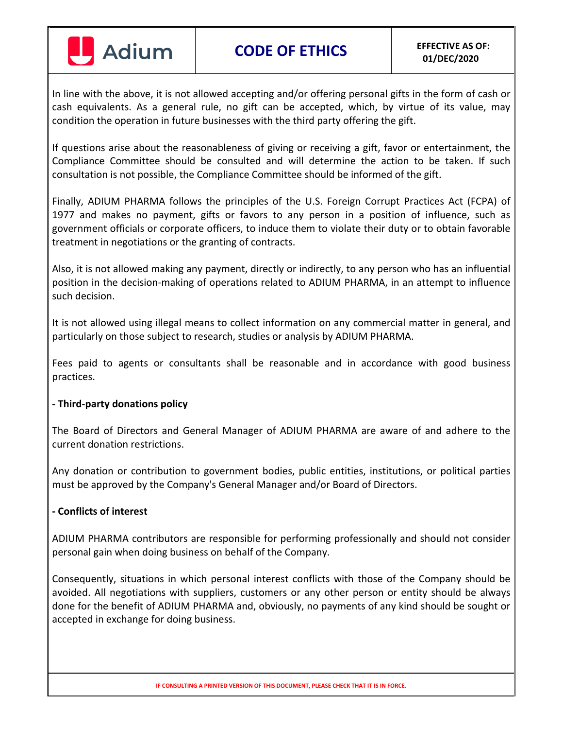In line with the above, it is not allowed accepting and/or offering personal gifts in the form of cash or cash equivalents. As a general rule, no gift can be accepted, which, by virtue of its value, may condition the operation in future businesses with the third party offering the gift.

If questions arise about the reasonableness of giving or receiving a gift, favor or entertainment, the Compliance Committee should be consulted and will determine the action to be taken. If such consultation is not possible, the Compliance Committee should be informed of the gift.

Finally, ADIUM PHARMA follows the principles of the U.S. Foreign Corrupt Practices Act (FCPA) of 1977 and makes no payment, gifts or favors to any person in a position of influence, such as government officials or corporate officers, to induce them to violate their duty or to obtain favorable treatment in negotiations or the granting of contracts.

Also, it is not allowed making any payment, directly or indirectly, to any person who has an influential position in the decision-making of operations related to ADIUM PHARMA, in an attempt to influence such decision.

It is not allowed using illegal means to collect information on any commercial matter in general, and particularly on those subject to research, studies or analysis by ADIUM PHARMA.

Fees paid to agents or consultants shall be reasonable and in accordance with good business practices.

**- Third-party donations policy**

The Board of Directors and General Manager of ADIUM PHARMA are aware of and adhere to the current donation restrictions.

Any donation or contribution to government bodies, public entities, institutions, or political parties must be approved by the Company's General Manager and/or Board of Directors.

**- Conflicts of interest**

ADIUM PHARMA contributors are responsible for performing professionally and should not consider personal gain when doing business on behalf of the Company.

Consequently, situations in which personal interest conflicts with those of the Company should be avoided. All negotiations with suppliers, customers or any other person or entity should be always done for the benefit of ADIUM PHARMA and, obviously, no payments of any kind should be sought or accepted in exchange for doing business.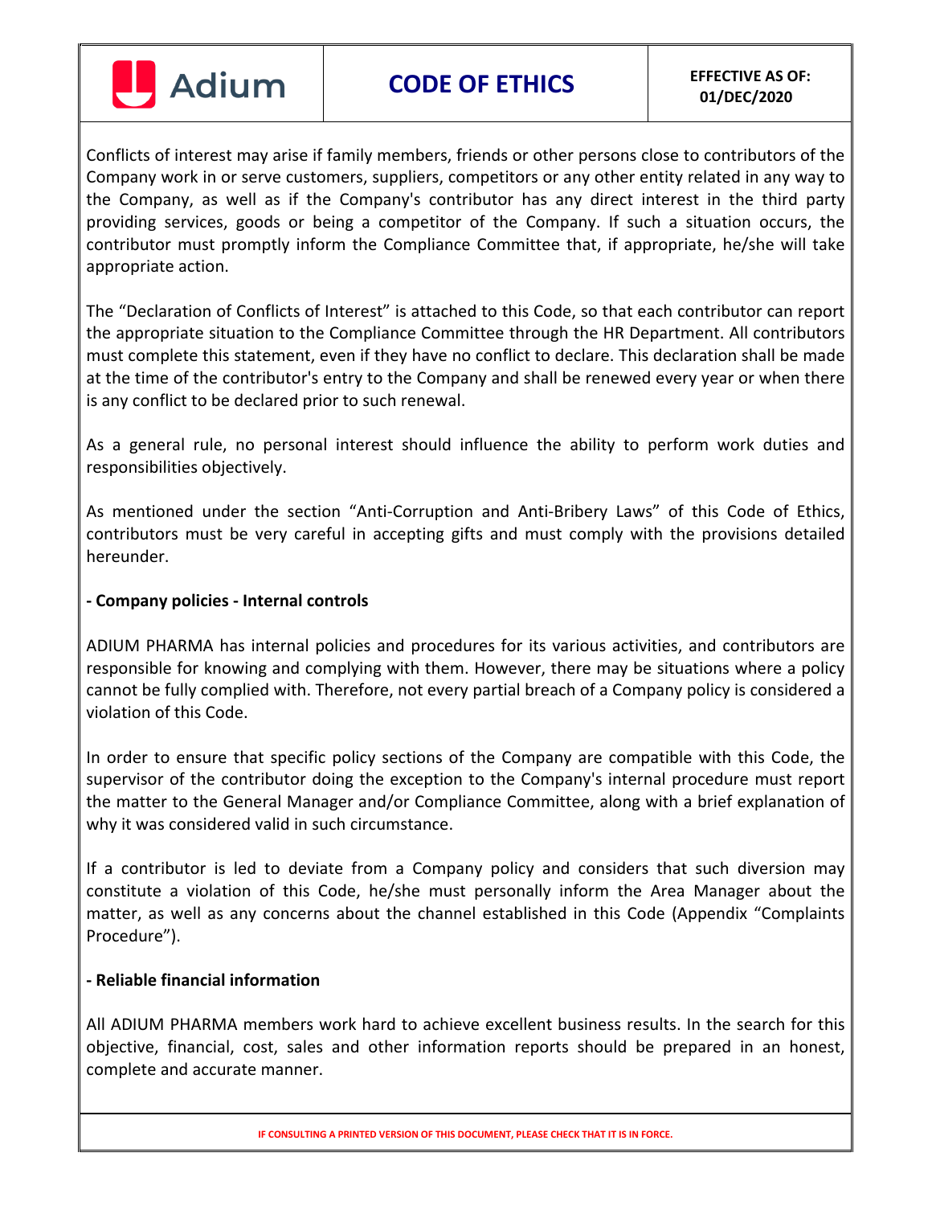Conflicts of interest may arise if family members, friends or other persons close to contributors of the Company work in or serve customers, suppliers, competitors or any other entity related in any way to the Company, as well as if the Company's contributor has any direct interest in the third party providing services, goods or being a competitor of the Company. If such a situation occurs, the contributor must promptly inform the Compliance Committee that, if appropriate, he/she will take appropriate action.

The "Declaration of Conflicts of Interest" is attached to this Code, so that each contributor can report the appropriate situation to the Compliance Committee through the HR Department. All contributors must complete this statement, even if they have no conflict to declare. This declaration shall be made at the time of the contributor's entry to the Company and shall be renewed every year or when there is any conflict to be declared prior to such renewal.

As a general rule, no personal interest should influence the ability to perform work duties and responsibilities objectively.

As mentioned under the section "Anti-Corruption and Anti-Bribery Laws" of this Code of Ethics, contributors must be very careful in accepting gifts and must comply with the provisions detailed hereunder.

**- Company policies - Internal controls**

ADIUM PHARMA has internal policies and procedures for its various activities, and contributors are responsible for knowing and complying with them. However, there may be situations where a policy cannot be fully complied with. Therefore, not every partial breach of a Company policy is considered a violation of this Code.

In order to ensure that specific policy sections of the Company are compatible with this Code, the supervisor of the contributor doing the exception to the Company's internal procedure must report the matter to the General Manager and/or Compliance Committee, along with a brief explanation of why it was considered valid in such circumstance.

If a contributor is led to deviate from a Company policy and considers that such diversion may constitute a violation of this Code, he/she must personally inform the Area Manager about the matter, as well as any concerns about the channel established in this Code (Appendix "Complaints Procedure").

**- Reliable financial information**

All ADIUM PHARMA members work hard to achieve excellent business results. In the search for this objective, financial, cost, sales and other information reports should be prepared in an honest, complete and accurate manner.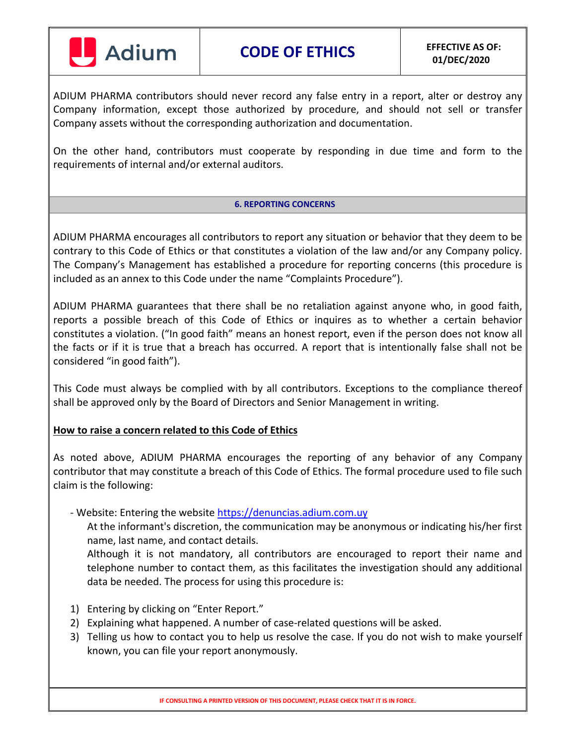ADIUM PHARMA contributors should never record any false entry in a report, alter or destroy any Company information, except those authorized by procedure, and should not sell or transfer Company assets without the corresponding authorization and documentation.

On the other hand, contributors must cooperate by responding in due time and form to the requirements of internal and/or external auditors.

## 6. REPORTING CONCERNS

ADIUM PHARMA encourages all contributors to report any situation or behavior that they deem to be contrary to this Code of Ethics or that constitutes a violation of the law and/or any Company policy. The Company's Management has established a procedure for reporting concerns (this procedure is included as an annex to this Code under the name "Complaints Procedure").

ADIUM PHARMA guarantees that there shall be no retaliation against anyone who, in good faith, reports a possible breach of this Code of Ethics or inquires as to whether a certain behavior constitutes a violation. ("In good faith" means an honest report, even if the person does not know all the facts or if it is true that a breach has occurred. A report that is intentionally false shall not be considered "in good faith").

This Code must always be complied with by all contributors. Exceptions to the compliance thereof shall be approved only by the Board of Directors and Senior Management in writing.

**How to raise a concern related to this Code of Ethics**

As noted above, ADIUM PHARMA encourages the reporting of any behavior of any Company contributor that may constitute a breach of this Code of Ethics. The formal procedure used to file such claim is the following:

- Website: Entering the website https://denuncias.adium.com.uy
  At the informant's discretion, the communication may be anonymous or indicating his/her first name, last name, and contact details.
  Although it is not mandatory, all contributors are encouraged to report their name and telephone number to contact them, as this facilitates the investigation should any additional data be needed. The process for using this procedure is:

1) Entering by clicking on "Enter Report."
2) Explaining what happened. A number of case-related questions will be asked.
3) Telling us how to contact you to help us resolve the case. If you do not wish to make yourself known, you can file your report anonymously.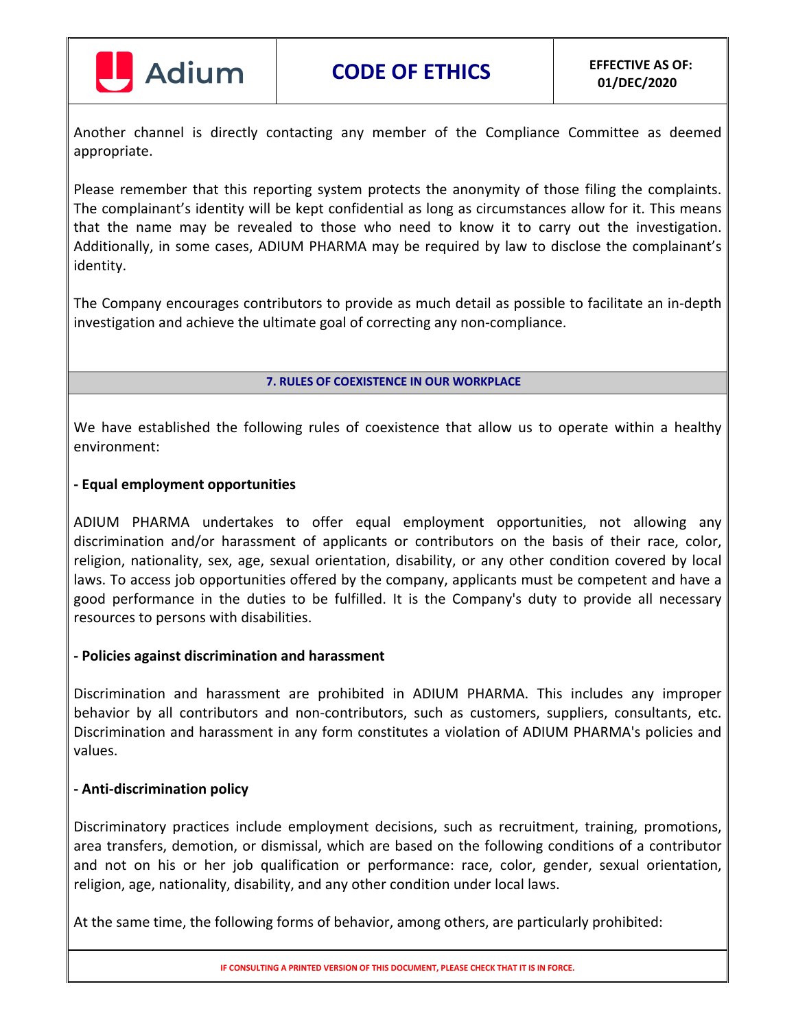Another channel is directly contacting any member of the Compliance Committee as deemed appropriate.

Please remember that this reporting system protects the anonymity of those filing the complaints. The complainant's identity will be kept confidential as long as circumstances allow for it. This means that the name may be revealed to those who need to know it to carry out the investigation. Additionally, in some cases, ADIUM PHARMA may be required by law to disclose the complainant's identity.

The Company encourages contributors to provide as much detail as possible to facilitate an in-depth investigation and achieve the ultimate goal of correcting any non-compliance.

## 7. RULES OF COEXISTENCE IN OUR WORKPLACE

We have established the following rules of coexistence that allow us to operate within a healthy environment:

**- Equal employment opportunities**

ADIUM PHARMA undertakes to offer equal employment opportunities, not allowing any discrimination and/or harassment of applicants or contributors on the basis of their race, color, religion, nationality, sex, age, sexual orientation, disability, or any other condition covered by local laws. To access job opportunities offered by the company, applicants must be competent and have a good performance in the duties to be fulfilled. It is the Company's duty to provide all necessary resources to persons with disabilities.

**- Policies against discrimination and harassment**

Discrimination and harassment are prohibited in ADIUM PHARMA. This includes any improper behavior by all contributors and non-contributors, such as customers, suppliers, consultants, etc. Discrimination and harassment in any form constitutes a violation of ADIUM PHARMA's policies and values.

**- Anti-discrimination policy**

Discriminatory practices include employment decisions, such as recruitment, training, promotions, area transfers, demotion, or dismissal, which are based on the following conditions of a contributor and not on his or her job qualification or performance: race, color, gender, sexual orientation, religion, age, nationality, disability, and any other condition under local laws.

At the same time, the following forms of behavior, among others, are particularly prohibited: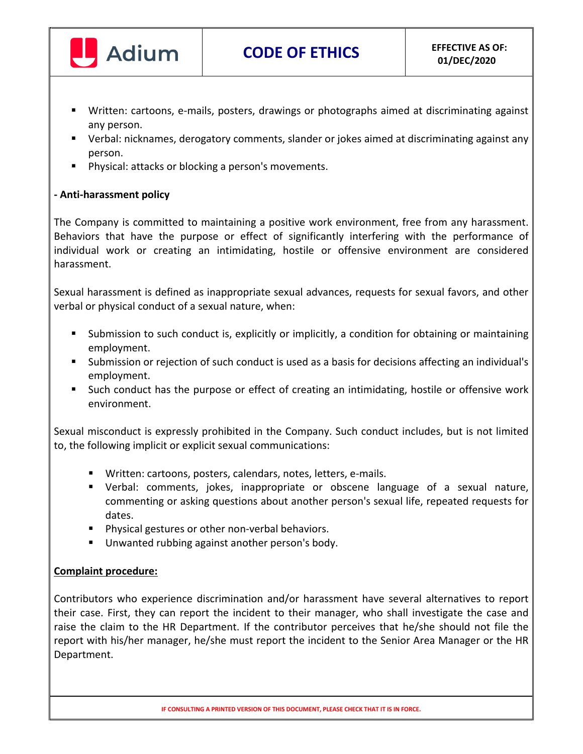- Written: cartoons, e-mails, posters, drawings or photographs aimed at discriminating against any person.
- Verbal: nicknames, derogatory comments, slander or jokes aimed at discriminating against any person.
- Physical: attacks or blocking a person's movements.

**- Anti-harassment policy**

The Company is committed to maintaining a positive work environment, free from any harassment. Behaviors that have the purpose or effect of significantly interfering with the performance of individual work or creating an intimidating, hostile or offensive environment are considered harassment.

Sexual harassment is defined as inappropriate sexual advances, requests for sexual favors, and other verbal or physical conduct of a sexual nature, when:

- Submission to such conduct is, explicitly or implicitly, a condition for obtaining or maintaining employment.
- Submission or rejection of such conduct is used as a basis for decisions affecting an individual's employment.
- Such conduct has the purpose or effect of creating an intimidating, hostile or offensive work environment.

Sexual misconduct is expressly prohibited in the Company. Such conduct includes, but is not limited to, the following implicit or explicit sexual communications:

- Written: cartoons, posters, calendars, notes, letters, e-mails.
- Verbal: comments, jokes, inappropriate or obscene language of a sexual nature, commenting or asking questions about another person's sexual life, repeated requests for dates.
- Physical gestures or other non-verbal behaviors.
- Unwanted rubbing against another person's body.

**Complaint procedure:**

Contributors who experience discrimination and/or harassment have several alternatives to report their case. First, they can report the incident to their manager, who shall investigate the case and raise the claim to the HR Department. If the contributor perceives that he/she should not file the report with his/her manager, he/she must report the incident to the Senior Area Manager or the HR Department.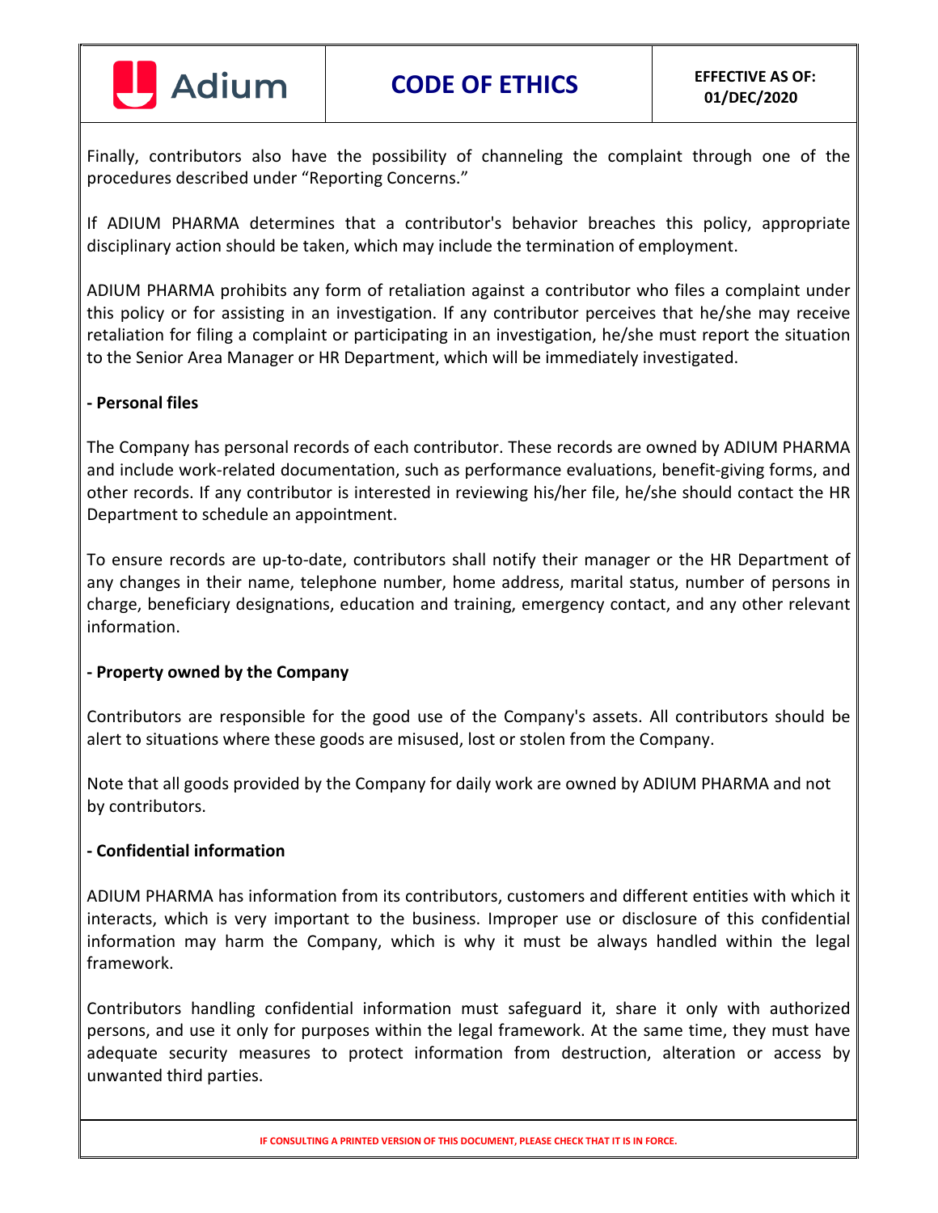Finally, contributors also have the possibility of channeling the complaint through one of the procedures described under “Reporting Concerns.”

If ADIUM PHARMA determines that a contributor's behavior breaches this policy, appropriate disciplinary action should be taken, which may include the termination of employment.

ADIUM PHARMA prohibits any form of retaliation against a contributor who files a complaint under this policy or for assisting in an investigation. If any contributor perceives that he/she may receive retaliation for filing a complaint or participating in an investigation, he/she must report the situation to the Senior Area Manager or HR Department, which will be immediately investigated.

**- Personal files**

The Company has personal records of each contributor. These records are owned by ADIUM PHARMA and include work-related documentation, such as performance evaluations, benefit-giving forms, and other records. If any contributor is interested in reviewing his/her file, he/she should contact the HR Department to schedule an appointment.

To ensure records are up-to-date, contributors shall notify their manager or the HR Department of any changes in their name, telephone number, home address, marital status, number of persons in charge, beneficiary designations, education and training, emergency contact, and any other relevant information.

**- Property owned by the Company**

Contributors are responsible for the good use of the Company's assets. All contributors should be alert to situations where these goods are misused, lost or stolen from the Company.

Note that all goods provided by the Company for daily work are owned by ADIUM PHARMA and not by contributors.

**- Confidential information**

ADIUM PHARMA has information from its contributors, customers and different entities with which it interacts, which is very important to the business. Improper use or disclosure of this confidential information may harm the Company, which is why it must be always handled within the legal framework.

Contributors handling confidential information must safeguard it, share it only with authorized persons, and use it only for purposes within the legal framework. At the same time, they must have adequate security measures to protect information from destruction, alteration or access by unwanted third parties.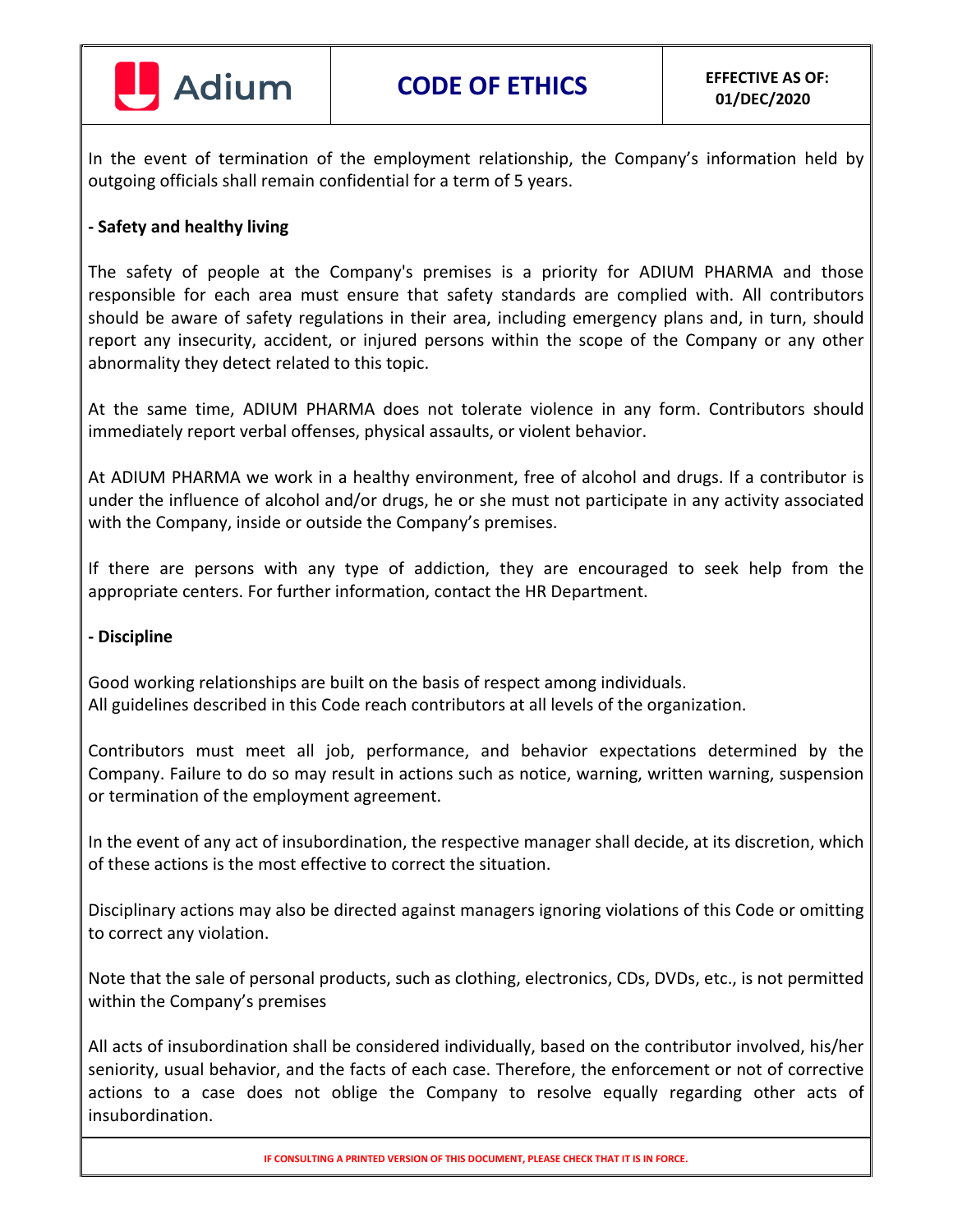In the event of termination of the employment relationship, the Company's information held by outgoing officials shall remain confidential for a term of 5 years.

**- Safety and healthy living**

The safety of people at the Company's premises is a priority for ADIUM PHARMA and those responsible for each area must ensure that safety standards are complied with. All contributors should be aware of safety regulations in their area, including emergency plans and, in turn, should report any insecurity, accident, or injured persons within the scope of the Company or any other abnormality they detect related to this topic.

At the same time, ADIUM PHARMA does not tolerate violence in any form. Contributors should immediately report verbal offenses, physical assaults, or violent behavior.

At ADIUM PHARMA we work in a healthy environment, free of alcohol and drugs. If a contributor is under the influence of alcohol and/or drugs, he or she must not participate in any activity associated with the Company, inside or outside the Company's premises.

If there are persons with any type of addiction, they are encouraged to seek help from the appropriate centers. For further information, contact the HR Department.

**- Discipline**

Good working relationships are built on the basis of respect among individuals.
All guidelines described in this Code reach contributors at all levels of the organization.

Contributors must meet all job, performance, and behavior expectations determined by the Company. Failure to do so may result in actions such as notice, warning, written warning, suspension or termination of the employment agreement.

In the event of any act of insubordination, the respective manager shall decide, at its discretion, which of these actions is the most effective to correct the situation.

Disciplinary actions may also be directed against managers ignoring violations of this Code or omitting to correct any violation.

Note that the sale of personal products, such as clothing, electronics, CDs, DVDs, etc., is not permitted within the Company's premises

All acts of insubordination shall be considered individually, based on the contributor involved, his/her seniority, usual behavior, and the facts of each case. Therefore, the enforcement or not of corrective actions to a case does not oblige the Company to resolve equally regarding other acts of insubordination.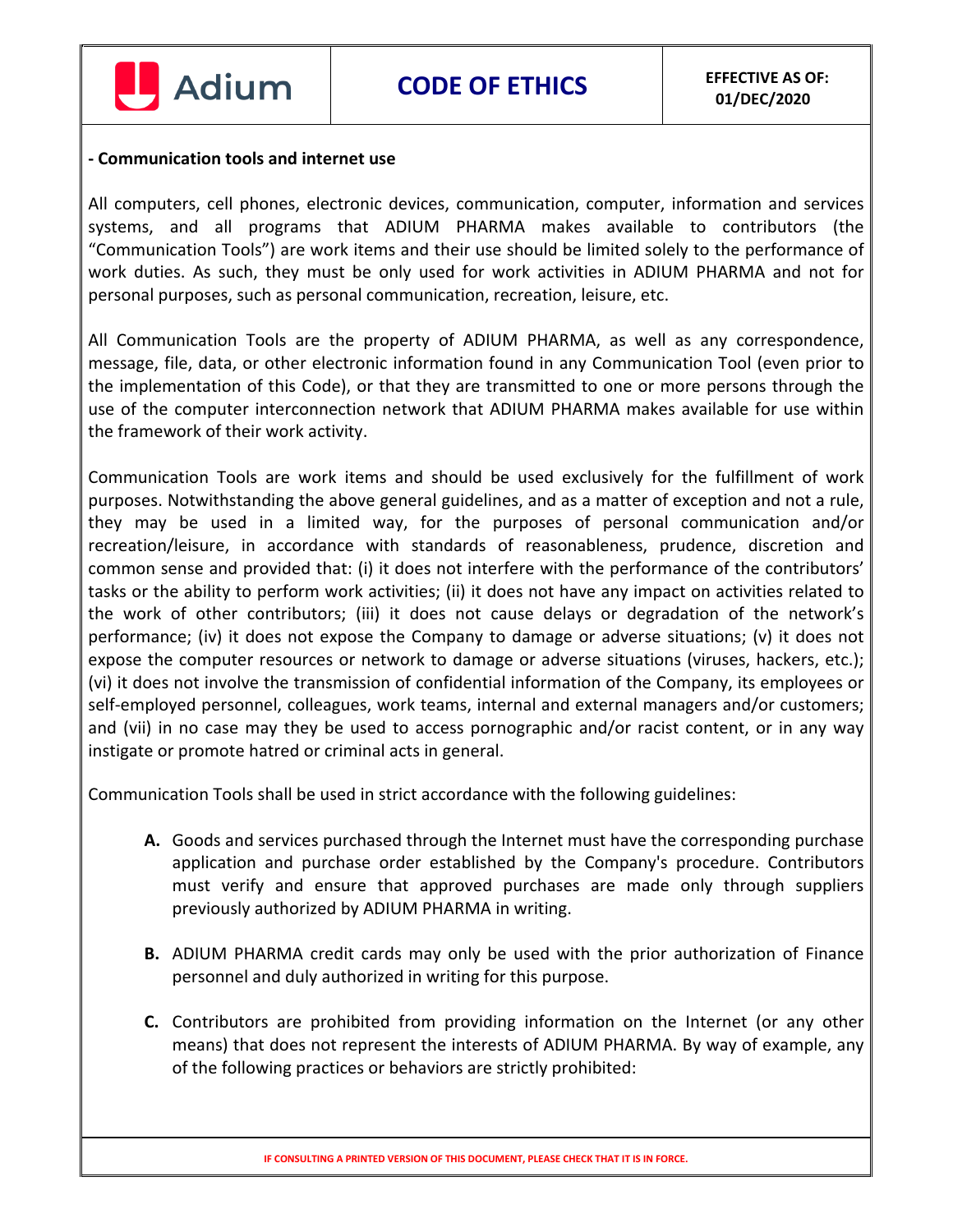**- Communication tools and internet use**

All computers, cell phones, electronic devices, communication, computer, information and services systems, and all programs that ADIUM PHARMA makes available to contributors (the "Communication Tools") are work items and their use should be limited solely to the performance of work duties. As such, they must be only used for work activities in ADIUM PHARMA and not for personal purposes, such as personal communication, recreation, leisure, etc.

All Communication Tools are the property of ADIUM PHARMA, as well as any correspondence, message, file, data, or other electronic information found in any Communication Tool (even prior to the implementation of this Code), or that they are transmitted to one or more persons through the use of the computer interconnection network that ADIUM PHARMA makes available for use within the framework of their work activity.

Communication Tools are work items and should be used exclusively for the fulfillment of work purposes. Notwithstanding the above general guidelines, and as a matter of exception and not a rule, they may be used in a limited way, for the purposes of personal communication and/or recreation/leisure, in accordance with standards of reasonableness, prudence, discretion and common sense and provided that: (i) it does not interfere with the performance of the contributors' tasks or the ability to perform work activities; (ii) it does not have any impact on activities related to the work of other contributors; (iii) it does not cause delays or degradation of the network's performance; (iv) it does not expose the Company to damage or adverse situations; (v) it does not expose the computer resources or network to damage or adverse situations (viruses, hackers, etc.); (vi) it does not involve the transmission of confidential information of the Company, its employees or self-employed personnel, colleagues, work teams, internal and external managers and/or customers; and (vii) in no case may they be used to access pornographic and/or racist content, or in any way instigate or promote hatred or criminal acts in general.

Communication Tools shall be used in strict accordance with the following guidelines:

**A.** Goods and services purchased through the Internet must have the corresponding purchase application and purchase order established by the Company's procedure. Contributors must verify and ensure that approved purchases are made only through suppliers previously authorized by ADIUM PHARMA in writing.

**B.** ADIUM PHARMA credit cards may only be used with the prior authorization of Finance personnel and duly authorized in writing for this purpose.

**C.** Contributors are prohibited from providing information on the Internet (or any other means) that does not represent the interests of ADIUM PHARMA. By way of example, any of the following practices or behaviors are strictly prohibited: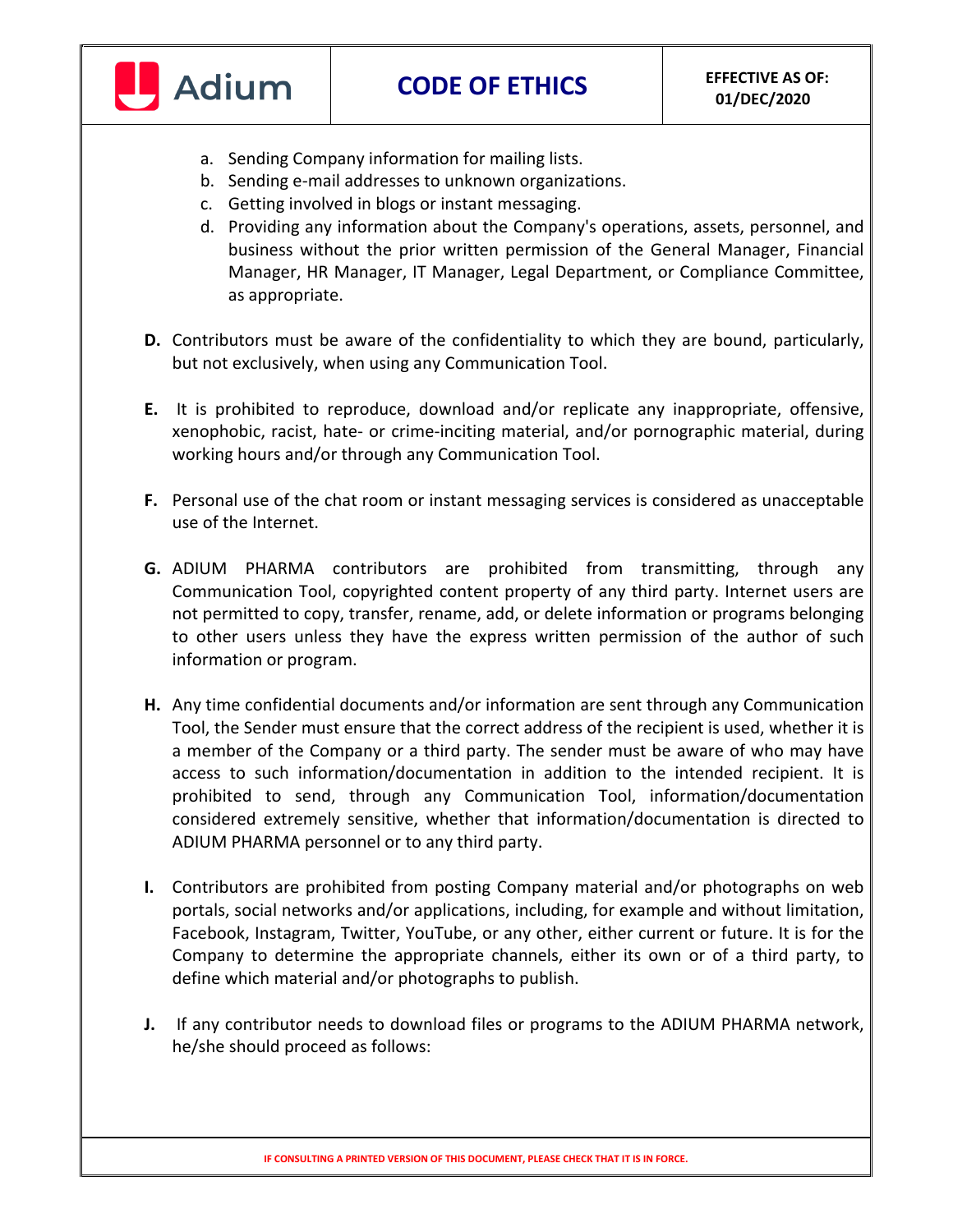a. Sending Company information for mailing lists.
b. Sending e-mail addresses to unknown organizations.
c. Getting involved in blogs or instant messaging.
d. Providing any information about the Company's operations, assets, personnel, and business without the prior written permission of the General Manager, Financial Manager, HR Manager, IT Manager, Legal Department, or Compliance Committee, as appropriate.

**D.** Contributors must be aware of the confidentiality to which they are bound, particularly, but not exclusively, when using any Communication Tool.

**E.** It is prohibited to reproduce, download and/or replicate any inappropriate, offensive, xenophobic, racist, hate- or crime-inciting material, and/or pornographic material, during working hours and/or through any Communication Tool.

**F.** Personal use of the chat room or instant messaging services is considered as unacceptable use of the Internet.

**G.** ADIUM PHARMA contributors are prohibited from transmitting, through any Communication Tool, copyrighted content property of any third party. Internet users are not permitted to copy, transfer, rename, add, or delete information or programs belonging to other users unless they have the express written permission of the author of such information or program.

**H.** Any time confidential documents and/or information are sent through any Communication Tool, the Sender must ensure that the correct address of the recipient is used, whether it is a member of the Company or a third party. The sender must be aware of who may have access to such information/documentation in addition to the intended recipient. It is prohibited to send, through any Communication Tool, information/documentation considered extremely sensitive, whether that information/documentation is directed to ADIUM PHARMA personnel or to any third party.

**I.** Contributors are prohibited from posting Company material and/or photographs on web portals, social networks and/or applications, including, for example and without limitation, Facebook, Instagram, Twitter, YouTube, or any other, either current or future. It is for the Company to determine the appropriate channels, either its own or of a third party, to define which material and/or photographs to publish.

**J.** If any contributor needs to download files or programs to the ADIUM PHARMA network, he/she should proceed as follows: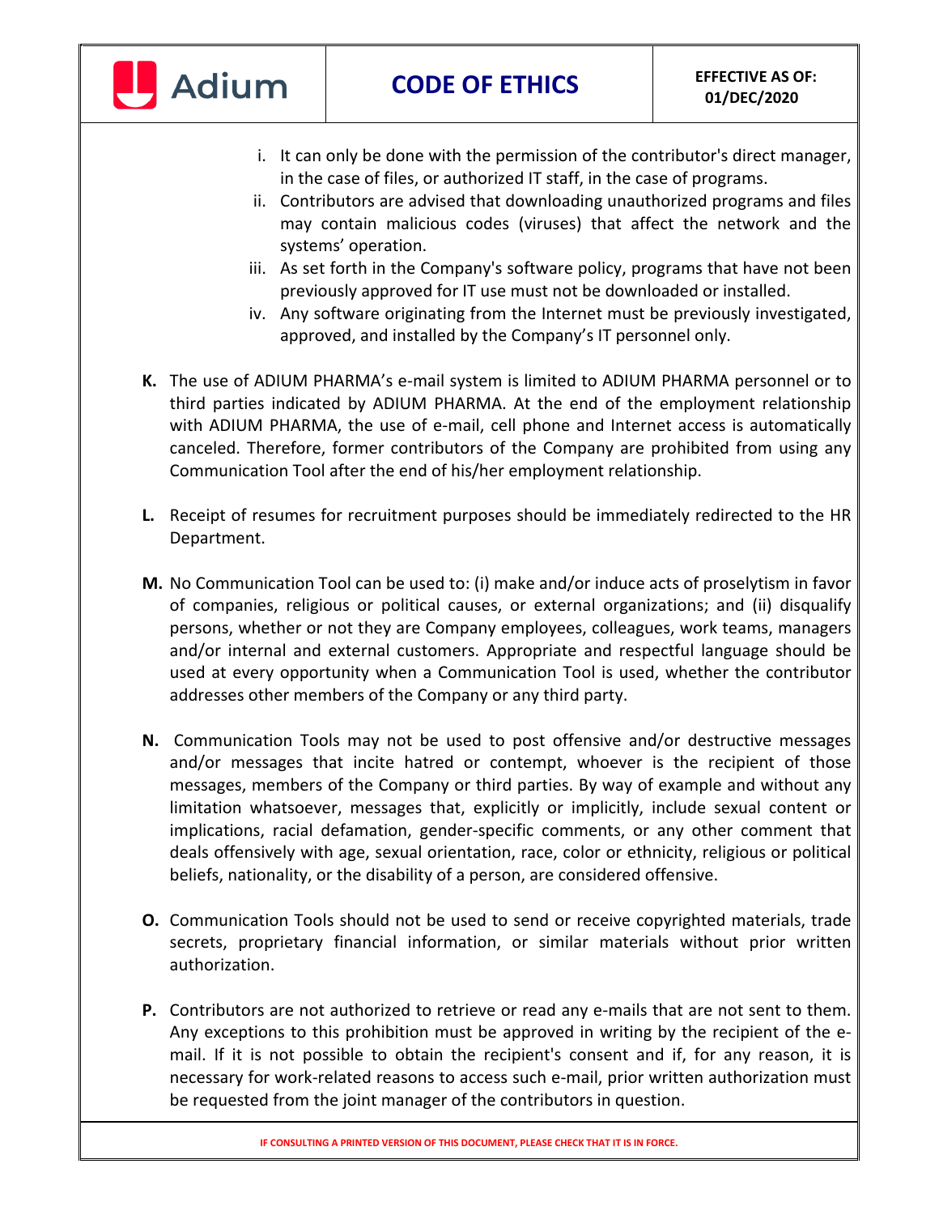i. It can only be done with the permission of the contributor's direct manager, in the case of files, or authorized IT staff, in the case of programs.
ii. Contributors are advised that downloading unauthorized programs and files may contain malicious codes (viruses) that affect the network and the systems' operation.
iii. As set forth in the Company's software policy, programs that have not been previously approved for IT use must not be downloaded or installed.
iv. Any software originating from the Internet must be previously investigated, approved, and installed by the Company's IT personnel only.

**K.** The use of ADIUM PHARMA's e-mail system is limited to ADIUM PHARMA personnel or to third parties indicated by ADIUM PHARMA. At the end of the employment relationship with ADIUM PHARMA, the use of e-mail, cell phone and Internet access is automatically canceled. Therefore, former contributors of the Company are prohibited from using any Communication Tool after the end of his/her employment relationship.

**L.** Receipt of resumes for recruitment purposes should be immediately redirected to the HR Department.

**M.** No Communication Tool can be used to: (i) make and/or induce acts of proselytism in favor of companies, religious or political causes, or external organizations; and (ii) disqualify persons, whether or not they are Company employees, colleagues, work teams, managers and/or internal and external customers. Appropriate and respectful language should be used at every opportunity when a Communication Tool is used, whether the contributor addresses other members of the Company or any third party.

**N.** Communication Tools may not be used to post offensive and/or destructive messages and/or messages that incite hatred or contempt, whoever is the recipient of those messages, members of the Company or third parties. By way of example and without any limitation whatsoever, messages that, explicitly or implicitly, include sexual content or implications, racial defamation, gender-specific comments, or any other comment that deals offensively with age, sexual orientation, race, color or ethnicity, religious or political beliefs, nationality, or the disability of a person, are considered offensive.

**O.** Communication Tools should not be used to send or receive copyrighted materials, trade secrets, proprietary financial information, or similar materials without prior written authorization.

**P.** Contributors are not authorized to retrieve or read any e-mails that are not sent to them. Any exceptions to this prohibition must be approved in writing by the recipient of the e-mail. If it is not possible to obtain the recipient's consent and if, for any reason, it is necessary for work-related reasons to access such e-mail, prior written authorization must be requested from the joint manager of the contributors in question.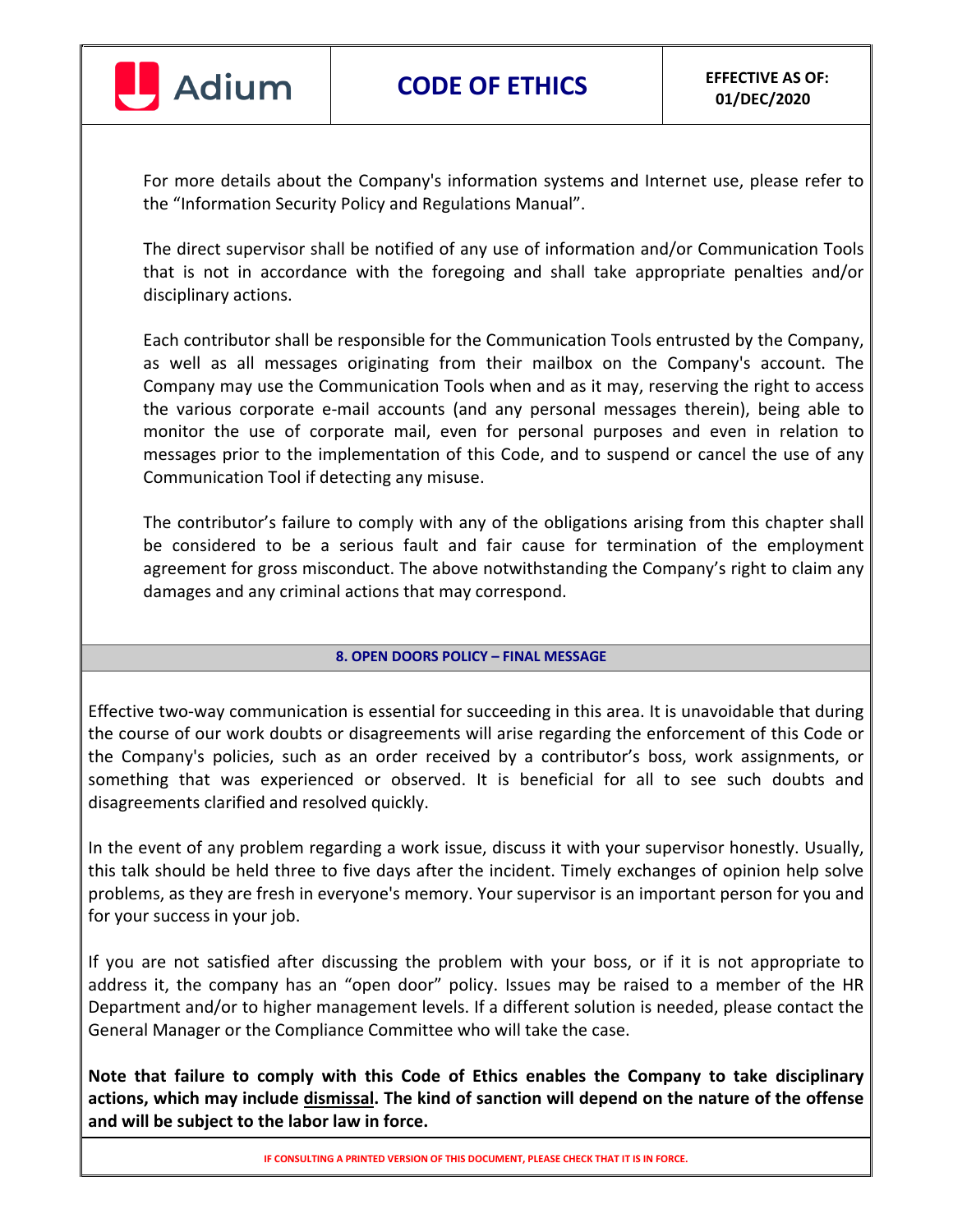For more details about the Company's information systems and Internet use, please refer to the "Information Security Policy and Regulations Manual".

The direct supervisor shall be notified of any use of information and/or Communication Tools that is not in accordance with the foregoing and shall take appropriate penalties and/or disciplinary actions.

Each contributor shall be responsible for the Communication Tools entrusted by the Company, as well as all messages originating from their mailbox on the Company's account. The Company may use the Communication Tools when and as it may, reserving the right to access the various corporate e-mail accounts (and any personal messages therein), being able to monitor the use of corporate mail, even for personal purposes and even in relation to messages prior to the implementation of this Code, and to suspend or cancel the use of any Communication Tool if detecting any misuse.

The contributor's failure to comply with any of the obligations arising from this chapter shall be considered to be a serious fault and fair cause for termination of the employment agreement for gross misconduct. The above notwithstanding the Company's right to claim any damages and any criminal actions that may correspond.

## 8. OPEN DOORS POLICY – FINAL MESSAGE

Effective two-way communication is essential for succeeding in this area. It is unavoidable that during the course of our work doubts or disagreements will arise regarding the enforcement of this Code or the Company's policies, such as an order received by a contributor's boss, work assignments, or something that was experienced or observed. It is beneficial for all to see such doubts and disagreements clarified and resolved quickly.

In the event of any problem regarding a work issue, discuss it with your supervisor honestly. Usually, this talk should be held three to five days after the incident. Timely exchanges of opinion help solve problems, as they are fresh in everyone's memory. Your supervisor is an important person for you and for your success in your job.

If you are not satisfied after discussing the problem with your boss, or if it is not appropriate to address it, the company has an "open door" policy. Issues may be raised to a member of the HR Department and/or to higher management levels. If a different solution is needed, please contact the General Manager or the Compliance Committee who will take the case.

**Note that failure to comply with this Code of Ethics enables the Company to take disciplinary actions, which may include dismissal. The kind of sanction will depend on the nature of the offense and will be subject to the labor law in force.**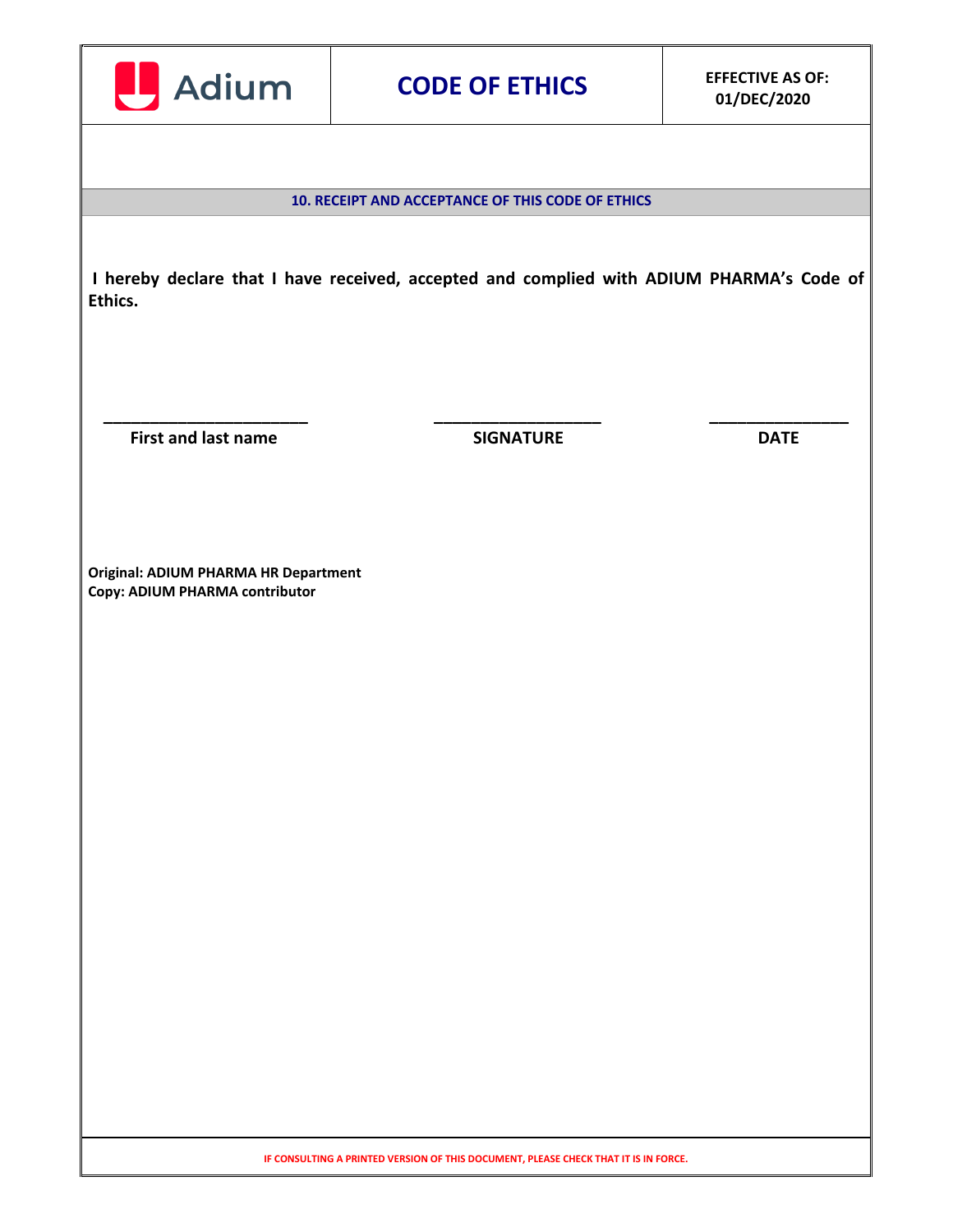## 10. RECEIPT AND ACCEPTANCE OF THIS CODE OF ETHICS

**I hereby declare that I have received, accepted and complied with ADIUM PHARMA's Code of Ethics.**

| | | |
|---|---|---|
| ______________________ | __________________ | _______________ |
| **First and last name** | **SIGNATURE** | **DATE** |

**Original: ADIUM PHARMA HR Department**
**Copy: ADIUM PHARMA contributor**